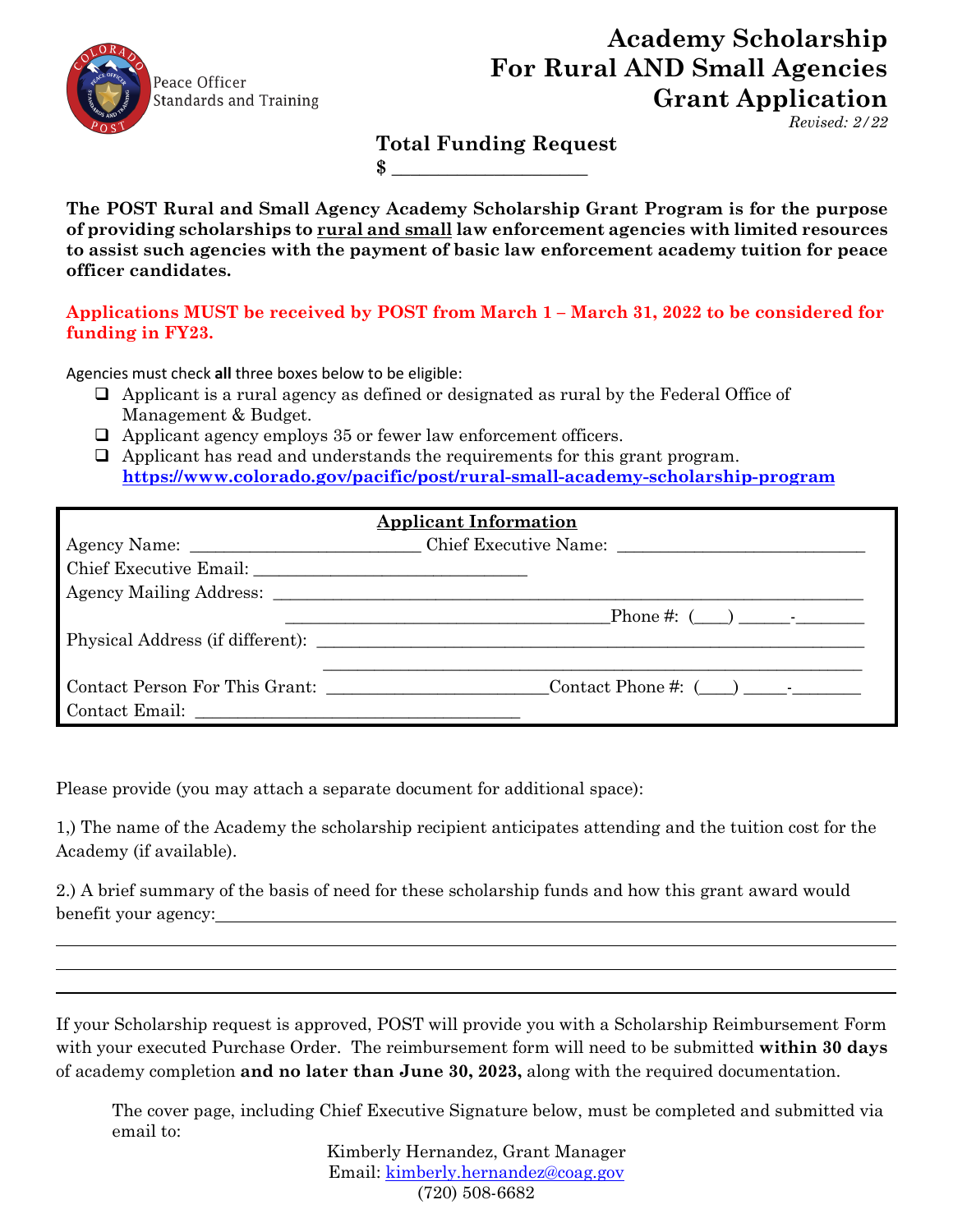Peace Officer Standards and Training

# Academy Scholarship For Rural AND Small Agencies Grant Application

*Revised: 2/22*

## Total Funding Request

$ ____________________

**The POST Rural and Small Agency Academy Scholarship Grant Program is for the purpose of providing scholarships to rural and small law enforcement agencies with limited resources to assist such agencies with the payment of basic law enforcement academy tuition for peace officer candidates.**

**Applications MUST be received by POST from March 1 – March 31, 2022 to be considered for funding in FY23.**

Agencies must check **all** three boxes below to be eligible:

- ☐ Applicant is a rural agency as defined or designated as rural by the Federal Office of Management & Budget.
- ☐ Applicant agency employs 35 or fewer law enforcement officers.
- ☐ Applicant has read and understands the requirements for this grant program. **https://www.colorado.gov/pacific/post/rural-small-academy-scholarship-program**

### Applicant Information

Agency Name: ________________________ Chief Executive Name: ___________________________

Chief Executive Email: ______________________________

Agency Mailing Address: ______________________________________________________________

__________________________________ Phone #: (___) _____-_______

Physical Address (if different): ________________________________________________________

______________________________________________________________

Contact Person For This Grant: ________________________ Contact Phone #: (___) _____-_______

Contact Email: ___________________________________

Please provide (you may attach a separate document for additional space):

1,) The name of the Academy the scholarship recipient anticipates attending and the tuition cost for the Academy (if available).

2.) A brief summary of the basis of need for these scholarship funds and how this grant award would benefit your agency: ______________________________________________________________

______________________________________________________________

______________________________________________________________

______________________________________________________________

If your Scholarship request is approved, POST will provide you with a Scholarship Reimbursement Form with your executed Purchase Order. The reimbursement form will need to be submitted **within 30 days** of academy completion **and no later than June 30, 2023,** along with the required documentation.

The cover page, including Chief Executive Signature below, must be completed and submitted via email to:

Kimberly Hernandez, Grant Manager
Email: kimberly.hernandez@coag.gov
(720) 508-6682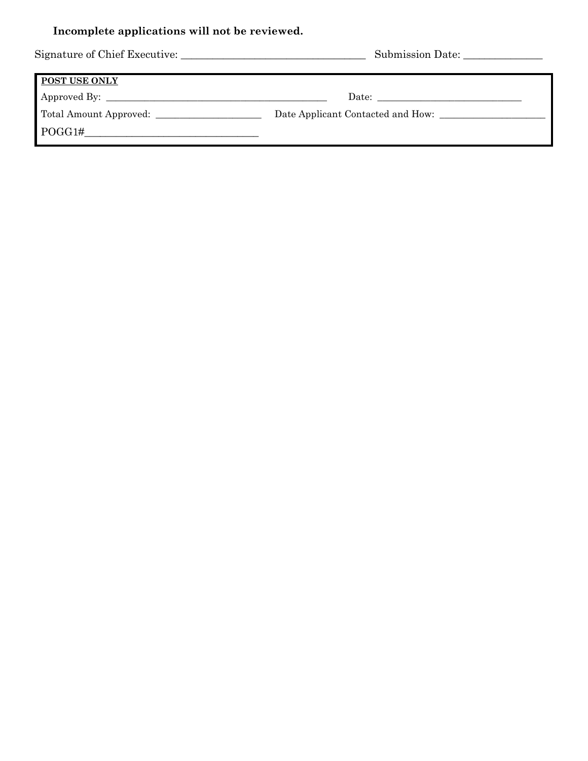**Incomplete applications will not be reviewed.**

Signature of Chief Executive: ___________________________________ Submission Date: _______________

**POST USE ONLY**

Approved By: ____________________________________________ Date: _____________________________

Total Amount Approved: _____________________ Date Applicant Contacted and How: _____________________

POGG1#__________________________________